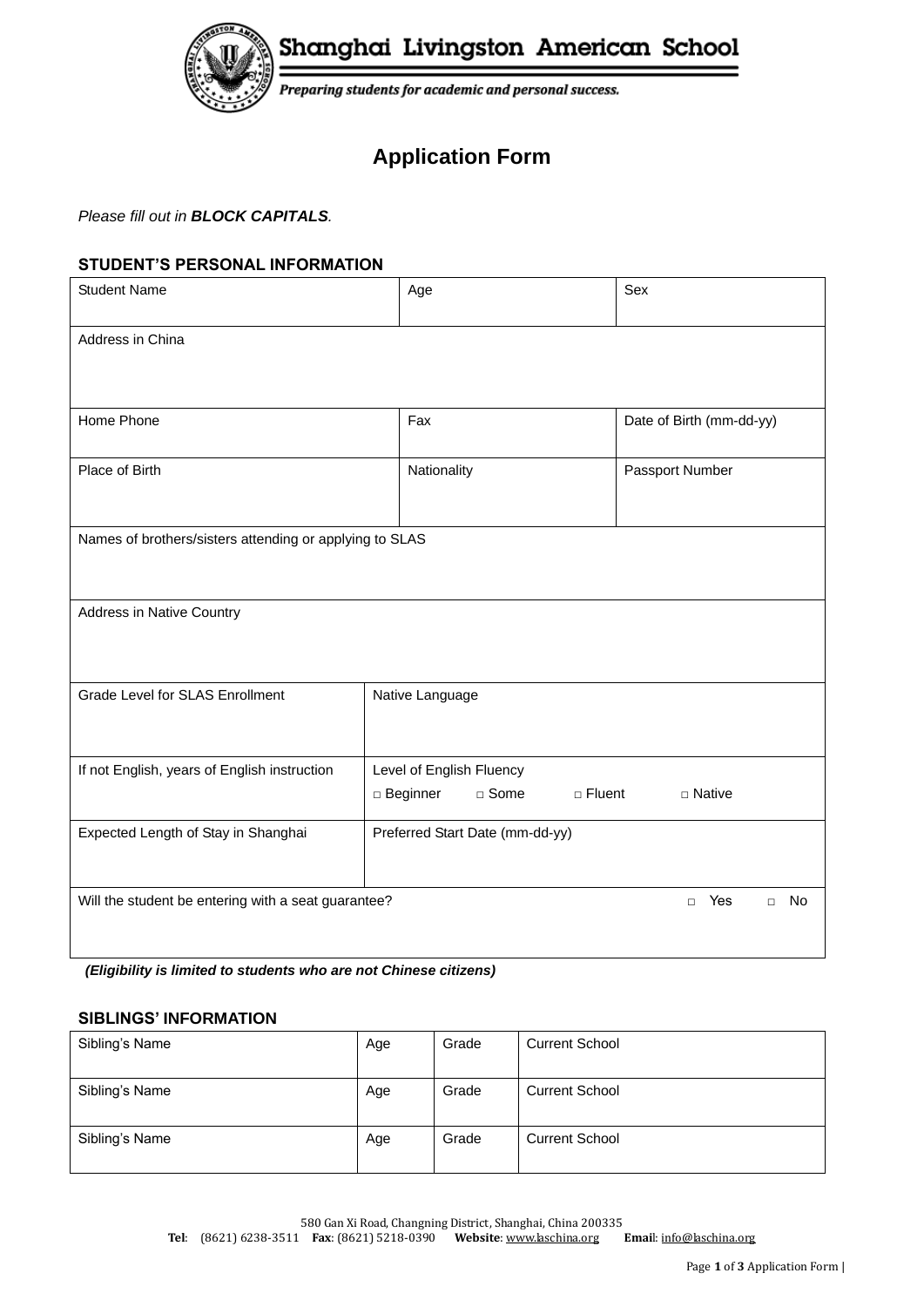# Shanghai Livingston American School

*Preparing students for academic and personal success.*

## Application Form

*Please fill out in **BLOCK CAPITALS**.*

### STUDENT'S PERSONAL INFORMATION

| Student Name | Age | Sex |
|---|---|---|
| Address in China | | |
| Home Phone | Fax | Date of Birth (mm-dd-yy) |
| Place of Birth | Nationality | Passport Number |
| Names of brothers/sisters attending or applying to SLAS | | |
| Address in Native Country | | |

| Grade Level for SLAS Enrollment | Native Language |
|---|---|
| If not English, years of English instruction | Level of English Fluency<br>□ Beginner □ Some □ Fluent □ Native |
| Expected Length of Stay in Shanghai | Preferred Start Date (mm-dd-yy) |
| Will the student be entering with a seat guarantee? | □ Yes □ No |

***(Eligibility is limited to students who are not Chinese citizens)***

### SIBLINGS' INFORMATION

| Sibling's Name | Age | Grade | Current School |
|---|---|---|---|
| Sibling's Name | Age | Grade | Current School |
| Sibling's Name | Age | Grade | Current School |

580 Gan Xi Road, Changning District, Shanghai, China 200335
**Tel**: (8621) 6238-3511 **Fax**: (8621) 5218-0390 **Website**: www.laschina.org **Email**: info@laschina.org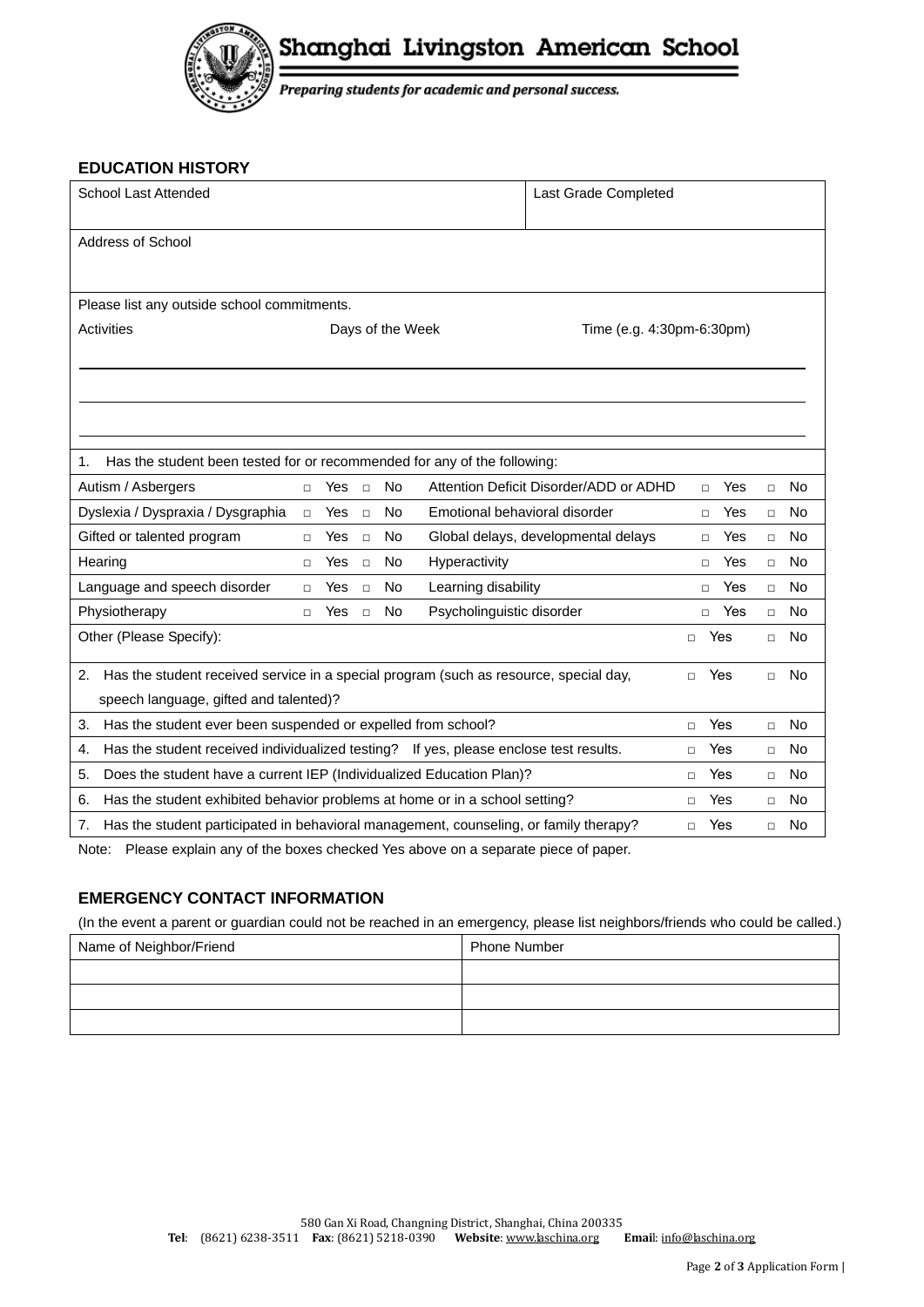# Shanghai Livingston American School

*Preparing students for academic and personal success.*

## EDUCATION HISTORY

| School Last Attended | Last Grade Completed |
|---|---|
| | |

| Address of School |
|---|
| |

Please list any outside school commitments.

| Activities | Days of the Week | Time (e.g. 4:30pm-6:30pm) |
|---|---|---|
| | | |
| | | |
| | | |

1. Has the student been tested for or recommended for any of the following:

| | | | | | |
|---|---|---|---|---|---|
| Autism / Asbergers | □ Yes | □ No | Attention Deficit Disorder/ADD or ADHD | □ Yes | □ No |
| Dyslexia / Dyspraxia / Dysgraphia | □ Yes | □ No | Emotional behavioral disorder | □ Yes | □ No |
| Gifted or talented program | □ Yes | □ No | Global delays, developmental delays | □ Yes | □ No |
| Hearing | □ Yes | □ No | Hyperactivity | □ Yes | □ No |
| Language and speech disorder | □ Yes | □ No | Learning disability | □ Yes | □ No |
| Physiotherapy | □ Yes | □ No | Psycholinguistic disorder | □ Yes | □ No |
| Other (Please Specify): | | | | □ Yes | □ No |

| Question | | |
|---|---|---|
| 2. Has the student received service in a special program (such as resource, special day, speech language, gifted and talented)? | □ Yes | □ No |
| 3. Has the student ever been suspended or expelled from school? | □ Yes | □ No |
| 4. Has the student received individualized testing? If yes, please enclose test results. | □ Yes | □ No |
| 5. Does the student have a current IEP (Individualized Education Plan)? | □ Yes | □ No |
| 6. Has the student exhibited behavior problems at home or in a school setting? | □ Yes | □ No |
| 7. Has the student participated in behavioral management, counseling, or family therapy? | □ Yes | □ No |

Note: Please explain any of the boxes checked Yes above on a separate piece of paper.

## EMERGENCY CONTACT INFORMATION

(In the event a parent or guardian could not be reached in an emergency, please list neighbors/friends who could be called.)

| Name of Neighbor/Friend | Phone Number |
|---|---|
| | |
| | |
| | |

580 Gan Xi Road, Changning District, Shanghai, China 200335
**Tel**: (8621) 6238-3511 **Fax**: (8621) 5218-0390 **Website**: www.laschina.org **Email**: info@laschina.org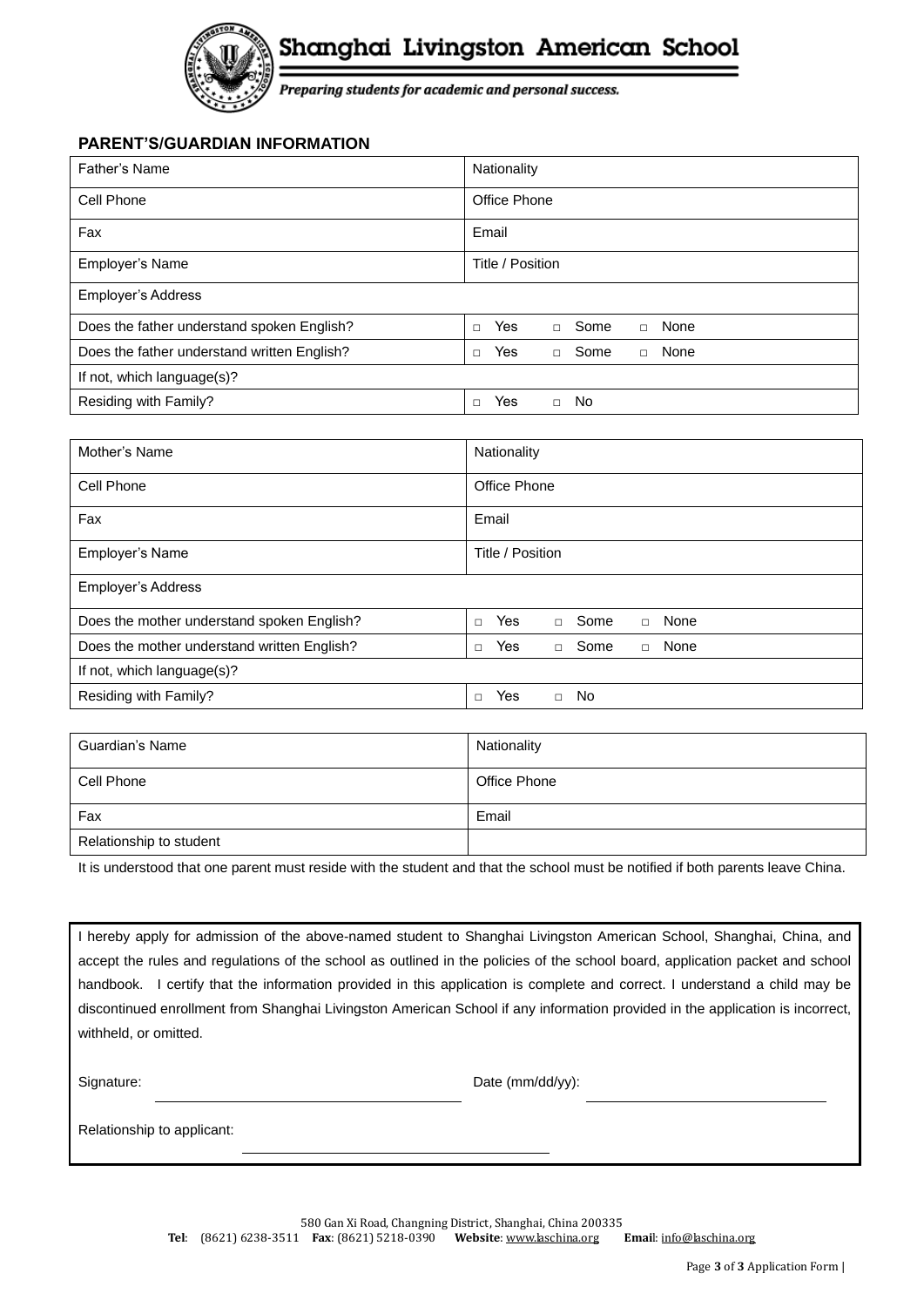# Shanghai Livingston American School

*Preparing students for academic and personal success.*

## PARENT'S/GUARDIAN INFORMATION

| | |
|---|---|
| Father's Name | Nationality |
| Cell Phone | Office Phone |
| Fax | Email |
| Employer's Name | Title / Position |
| Employer's Address | |
| Does the father understand spoken English? | □ Yes □ Some □ None |
| Does the father understand written English? | □ Yes □ Some □ None |
| If not, which language(s)? | |
| Residing with Family? | □ Yes □ No |

| | |
|---|---|
| Mother's Name | Nationality |
| Cell Phone | Office Phone |
| Fax | Email |
| Employer's Name | Title / Position |
| Employer's Address | |
| Does the mother understand spoken English? | □ Yes □ Some □ None |
| Does the mother understand written English? | □ Yes □ Some □ None |
| If not, which language(s)? | |
| Residing with Family? | □ Yes □ No |

| | |
|---|---|
| Guardian's Name | Nationality |
| Cell Phone | Office Phone |
| Fax | Email |
| Relationship to student | |

It is understood that one parent must reside with the student and that the school must be notified if both parents leave China.

I hereby apply for admission of the above-named student to Shanghai Livingston American School, Shanghai, China, and accept the rules and regulations of the school as outlined in the policies of the school board, application packet and school handbook. I certify that the information provided in this application is complete and correct. I understand a child may be discontinued enrollment from Shanghai Livingston American School if any information provided in the application is incorrect, withheld, or omitted.

Signature: ______________________ Date (mm/dd/yy): ______________________

Relationship to applicant: ______________________

580 Gan Xi Road, Changning District, Shanghai, China 200335
**Tel**: (8621) 6238-3511 **Fax**: (8621) 5218-0390 **Website**: www.lasschina.org **Email**: info@laschina.org